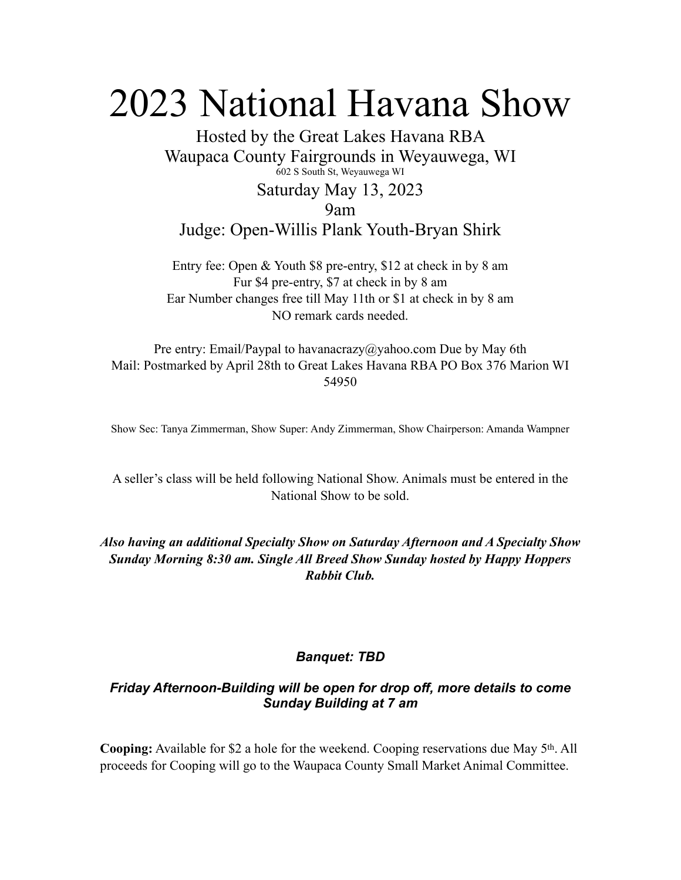# 2023 National Havana Show

Hosted by the Great Lakes Havana RBA
Waupaca County Fairgrounds in Weyauwega, WI
602 S South St, Weyauwega WI

Saturday May 13, 2023
9am
Judge: Open-Willis Plank Youth-Bryan Shirk

Entry fee: Open & Youth $8 pre-entry, $12 at check in by 8 am
Fur $4 pre-entry, $7 at check in by 8 am
Ear Number changes free till May 11th or $1 at check in by 8 am
NO remark cards needed.

Pre entry: Email/Paypal to havanacrazy@yahoo.com Due by May 6th
Mail: Postmarked by April 28th to Great Lakes Havana RBA PO Box 376 Marion WI 54950

Show Sec: Tanya Zimmerman, Show Super: Andy Zimmerman, Show Chairperson: Amanda Wampner

A seller's class will be held following National Show. Animals must be entered in the National Show to be sold.

***Also having an additional Specialty Show on Saturday Afternoon and A Specialty Show Sunday Morning 8:30 am. Single All Breed Show Sunday hosted by Happy Hoppers Rabbit Club.***

***Banquet: TBD***

***Friday Afternoon-Building will be open for drop off, more details to come***
***Sunday Building at 7 am***

**Cooping:** Available for $2 a hole for the weekend. Cooping reservations due May 5th. All proceeds for Cooping will go to the Waupaca County Small Market Animal Committee.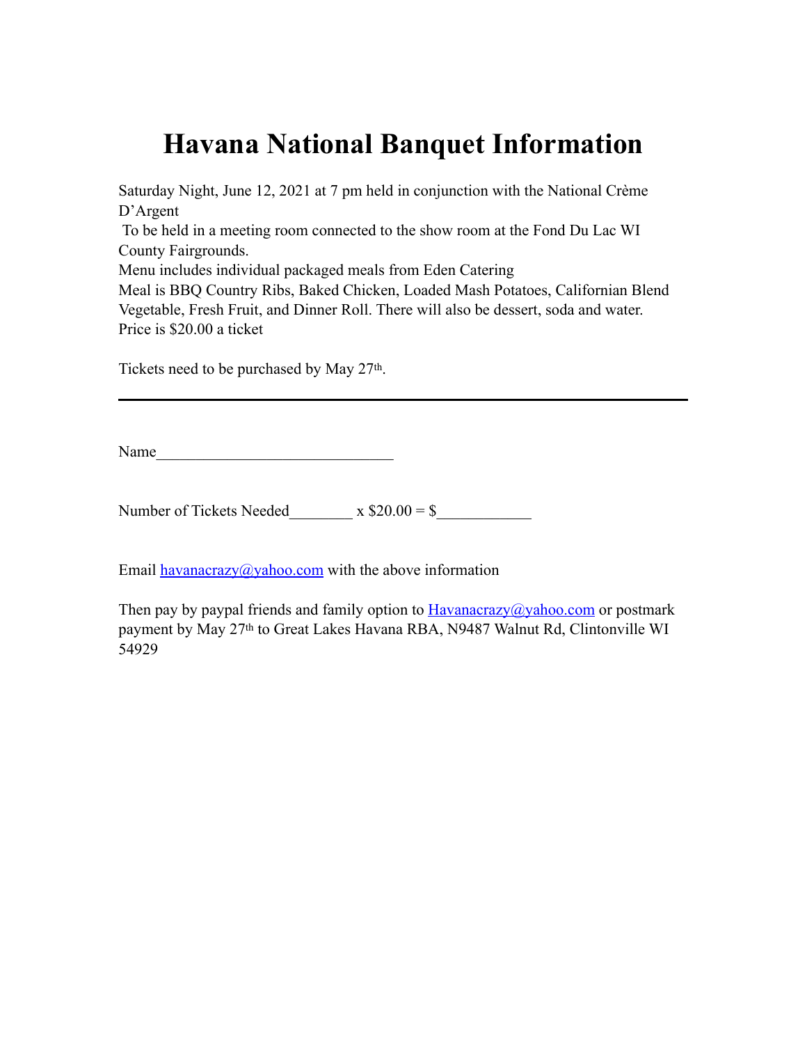# Havana National Banquet Information

Saturday Night, June 12, 2021 at 7 pm held in conjunction with the National Crème D'Argent
To be held in a meeting room connected to the show room at the Fond Du Lac WI County Fairgrounds.
Menu includes individual packaged meals from Eden Catering
Meal is BBQ Country Ribs, Baked Chicken, Loaded Mash Potatoes, Californian Blend Vegetable, Fresh Fruit, and Dinner Roll. There will also be dessert, soda and water.
Price is $20.00 a ticket

Tickets need to be purchased by May 27th.

---

Name______________________________

Number of Tickets Needed________ x $20.00 = $____________

Email havanacrazy@yahoo.com with the above information

Then pay by paypal friends and family option to Havanacrazy@yahoo.com or postmark payment by May 27th to Great Lakes Havana RBA, N9487 Walnut Rd, Clintonville WI 54929